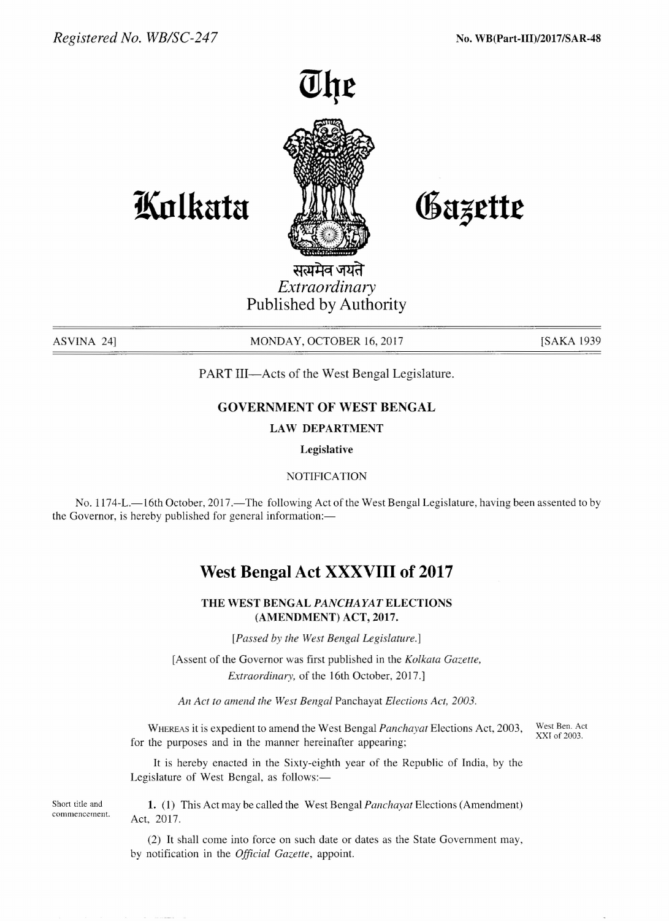Registered No. WB/SC-247

No. WB(Part-III)/2017/SAR-48

# The Kolkata Gazette

सत्यमेव जयते

*Extraordinary*

Published by Authority

ASVINA 24] MONDAY, OCTOBER 16, 2017 [SAKA 1939

PART III—Acts of the West Bengal Legislature.

## GOVERNMENT OF WEST BENGAL

### LAW DEPARTMENT

**Legislative**

NOTIFICATION

No. 1174-L.—16th October, 2017.—The following Act of the West Bengal Legislature, having been assented to by the Governor, is hereby published for general information:—

## West Bengal Act XXXVIII of 2017

### THE WEST BENGAL *PANCHAYAT* ELECTIONS (AMENDMENT) ACT, 2017.

[*Passed by the West Bengal Legislature.*]

[Assent of the Governor was first published in the *Kolkata Gazette, Extraordinary,* of the 16th October, 2017.]

*An Act to amend the West Bengal* Panchayat *Elections Act, 2003.*

WHEREAS it is expedient to amend the West Bengal *Panchayat* Elections Act, 2003, for the purposes and in the manner hereinafter appearing;

West Ben. Act XXI of 2003.

It is hereby enacted in the Sixty-eighth year of the Republic of India, by the Legislature of West Bengal, as follows:—

Short title and commencement.

**1.** (1) This Act may be called the West Bengal *Panchayat* Elections (Amendment) Act, 2017.

(2) It shall come into force on such date or dates as the State Government may, by notification in the *Official Gazette*, appoint.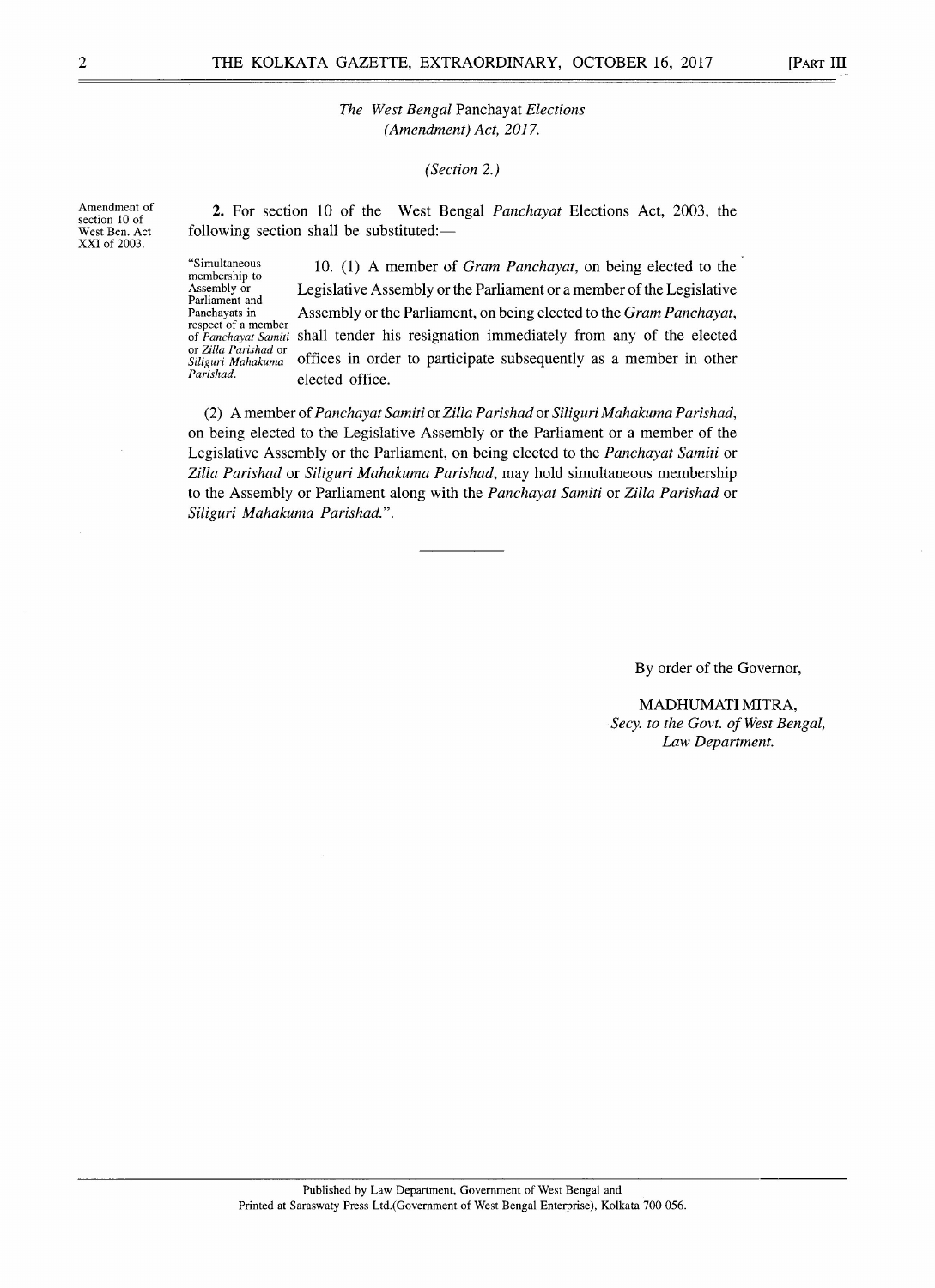*The West Bengal* Panchayat *Elections (Amendment) Act, 2017.*

*(Section 2.)*

Amendment of section 10 of West Ben. Act XXI of 2003.

**2.** For section 10 of the West Bengal *Panchayat* Elections Act, 2003, the following section shall be substituted:—

"Simultaneous membership to Assembly or Parliament and Panchayats in respect of a member of *Panchayat Samiti* or *Zilla Parishad* or *Siliguri Mahakuma Parishad.*

10. (1) A member of *Gram Panchayat*, on being elected to the Legislative Assembly or the Parliament or a member of the Legislative Assembly or the Parliament, on being elected to the *Gram Panchayat*, shall tender his resignation immediately from any of the elected offices in order to participate subsequently as a member in other elected office.

(2) A member of *Panchayat Samiti* or *Zilla Parishad* or *Siliguri Mahakuma Parishad*, on being elected to the Legislative Assembly or the Parliament or a member of the Legislative Assembly or the Parliament, on being elected to the *Panchayat Samiti* or *Zilla Parishad* or *Siliguri Mahakuma Parishad*, may hold simultaneous membership to the Assembly or Parliament along with the *Panchayat Samiti* or *Zilla Parishad* or *Siliguri Mahakuma Parishad.*".

---

By order of the Governor,

MADHUMATI MITRA,
*Secy. to the Govt. of West Bengal, Law Department.*

Published by Law Department, Government of West Bengal and Printed at Saraswaty Press Ltd.(Government of West Bengal Enterprise), Kolkata 700 056.